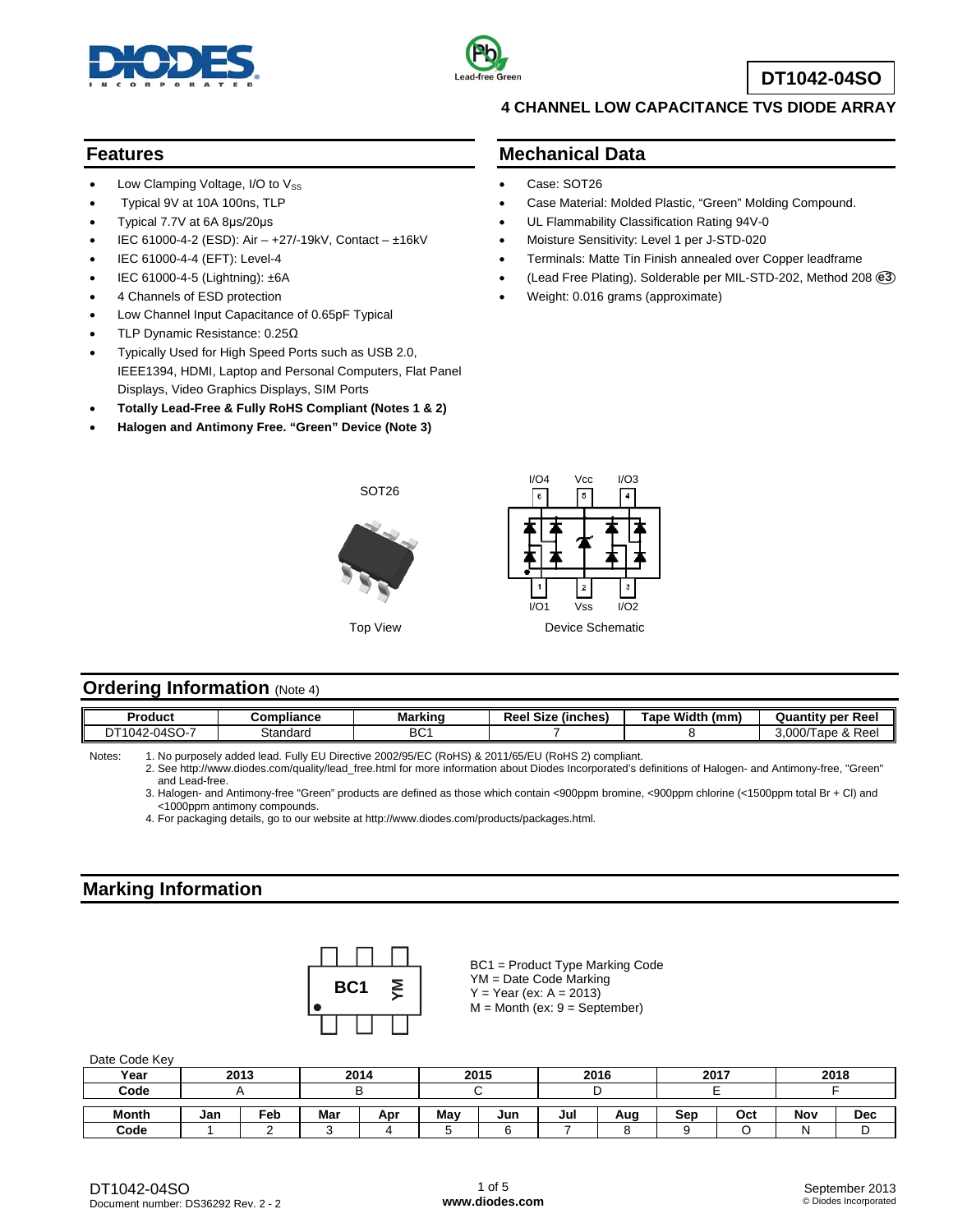# DT1042-04SO

## 4 CHANNEL LOW CAPACITANCE TVS DIODE ARRAY

## Features

- Low Clamping Voltage, I/O to $V_{SS}$
- Typical 9V at 10A 100ns, TLP
- Typical 7.7V at 6A 8µs/20µs
- IEC 61000-4-2 (ESD): Air – +27/-19kV, Contact – ±16kV
- IEC 61000-4-4 (EFT): Level-4
- IEC 61000-4-5 (Lightning): ±6A
- 4 Channels of ESD protection
- Low Channel Input Capacitance of 0.65pF Typical
- TLP Dynamic Resistance: 0.25Ω
- Typically Used for High Speed Ports such as USB 2.0, IEEE1394, HDMI, Laptop and Personal Computers, Flat Panel Displays, Video Graphics Displays, SIM Ports
- **Totally Lead-Free & Fully RoHS Compliant (Notes 1 & 2)**
- **Halogen and Antimony Free. "Green" Device (Note 3)**

## Mechanical Data

- Case: SOT26
- Case Material: Molded Plastic, "Green" Molding Compound.
- UL Flammability Classification Rating 94V-0
- Moisture Sensitivity: Level 1 per J-STD-020
- Terminals: Matte Tin Finish annealed over Copper leadframe
- (Lead Free Plating). Solderable per MIL-STD-202, Method 208 e3
- Weight: 0.016 grams (approximate)

SOT26

Top View

I/O4 Vcc I/O3

I/O1 Vss I/O2

Device Schematic

## Ordering Information (Note 4)

| Product | Compliance | Marking | Reel Size (inches) | Tape Width (mm) | Quantity per Reel |
|---|---|---|---|---|---|
| DT1042-04SO-7 | Standard | BC1 | 7 | 8 | 3,000/Tape & Reel |

Notes:
1. No purposely added lead. Fully EU Directive 2002/95/EC (RoHS) & 2011/65/EU (RoHS 2) compliant.
2. See http://www.diodes.com/quality/lead_free.html for more information about Diodes Incorporated's definitions of Halogen- and Antimony-free, "Green" and Lead-free.
3. Halogen- and Antimony-free "Green" products are defined as those which contain <900ppm bromine, <900ppm chlorine (<1500ppm total Br + Cl) and <1000ppm antimony compounds.
4. For packaging details, go to our website at http://www.diodes.com/products/packages.html.

## Marking Information

BC1 YM

BC1 = Product Type Marking Code
YM = Date Code Marking
Y = Year (ex: A = 2013)
M = Month (ex: 9 = September)

Date Code Key

| Year | 2013 | 2014 | 2015 | 2016 | 2017 | 2018 |
|---|---|---|---|---|---|---|
| Code | A | B | C | D | E | F |

| Month | Jan | Feb | Mar | Apr | May | Jun | Jul | Aug | Sep | Oct | Nov | Dec |
|---|---|---|---|---|---|---|---|---|---|---|---|---|
| Code | 1 | 2 | 3 | 4 | 5 | 6 | 7 | 8 | 9 | O | N | D |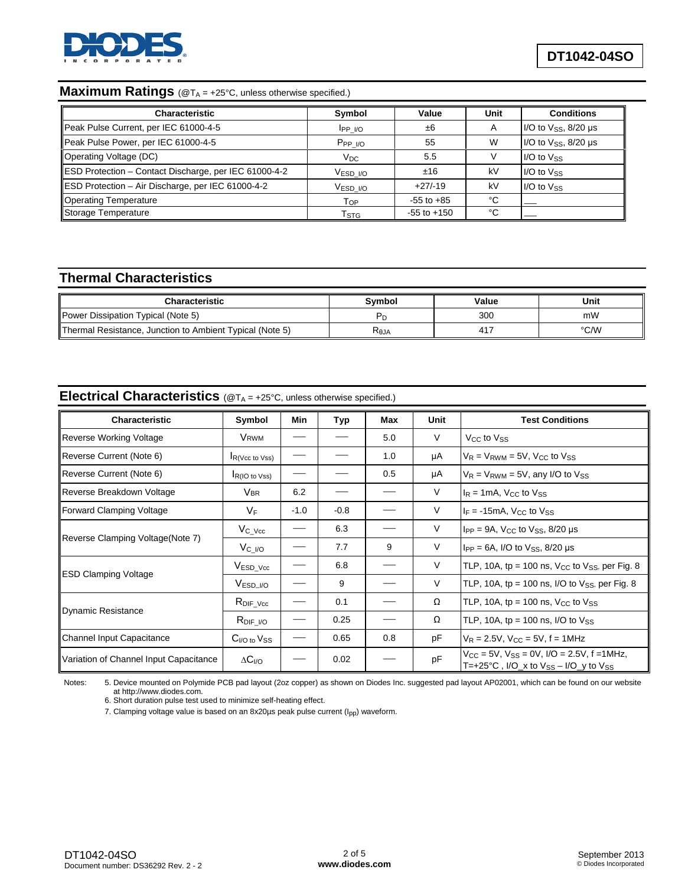## Maximum Ratings (@$T_A$ = +25°C, unless otherwise specified.)

| Characteristic | Symbol | Value | Unit | Conditions |
|---|---|---|---|---|
| Peak Pulse Current, per IEC 61000-4-5 | $I_{PP\_I/O}$ | ±6 | A | I/O to $V_{SS}$, 8/20 µs |
| Peak Pulse Power, per IEC 61000-4-5 | $P_{PP\_I/O}$ | 55 | W | I/O to $V_{SS}$, 8/20 µs |
| Operating Voltage (DC) | $V_{DC}$ | 5.5 | V | I/O to $V_{SS}$ |
| ESD Protection – Contact Discharge, per IEC 61000-4-2 | $V_{ESD\_I/O}$ | ±16 | kV | I/O to $V_{SS}$ |
| ESD Protection – Air Discharge, per IEC 61000-4-2 | $V_{ESD\_I/O}$ | +27/-19 | kV | I/O to $V_{SS}$ |
| Operating Temperature | $T_{OP}$ | -55 to +85 | °C | — |
| Storage Temperature | $T_{STG}$ | -55 to +150 | °C | — |

## Thermal Characteristics

| Characteristic | Symbol | Value | Unit |
|---|---|---|---|
| Power Dissipation Typical (Note 5) | $P_D$ | 300 | mW |
| Thermal Resistance, Junction to Ambient Typical (Note 5) | $R_{\theta JA}$ | 417 | °C/W |

## Electrical Characteristics (@$T_A$ = +25°C, unless otherwise specified.)

| Characteristic | Symbol | Min | Typ | Max | Unit | Test Conditions |
|---|---|---|---|---|---|---|
| Reverse Working Voltage | $V_{RWM}$ | — | — | 5.0 | V | $V_{CC}$ to $V_{SS}$ |
| Reverse Current (Note 6) | $I_{R(Vcc\ to\ Vss)}$ | — | — | 1.0 | µA | $V_R = V_{RWM}$ = 5V, $V_{CC}$ to $V_{SS}$ |
| Reverse Current (Note 6) | $I_{R(IO\ to\ Vss)}$ | — | — | 0.5 | µA | $V_R = V_{RWM}$ = 5V, any I/O to $V_{SS}$ |
| Reverse Breakdown Voltage | $V_{BR}$ | 6.2 | — | — | V | $I_R$ = 1mA, $V_{CC}$ to $V_{SS}$ |
| Forward Clamping Voltage | $V_F$ | -1.0 | -0.8 | — | V | $I_F$ = -15mA, $V_{CC}$ to $V_{SS}$ |
| Reverse Clamping Voltage(Note 7) | $V_{C\_Vcc}$ | — | 6.3 | — | V | $I_{PP}$ = 9A, $V_{CC}$ to $V_{SS}$, 8/20 µs |
| | $V_{C\_I/O}$ | — | 7.7 | 9 | V | $I_{PP}$ = 6A, I/O to $V_{SS}$, 8/20 µs |
| ESD Clamping Voltage | $V_{ESD\_Vcc}$ | — | 6.8 | — | V | TLP, 10A, tp = 100 ns, $V_{CC}$ to $V_{SS}$, per Fig. 8 |
| | $V_{ESD\_I/O}$ | — | 9 | — | V | TLP, 10A, tp = 100 ns, I/O to $V_{SS}$, per Fig. 8 |
| Dynamic Resistance | $R_{DIF\_Vcc}$ | — | 0.1 | — | Ω | TLP, 10A, tp = 100 ns, $V_{CC}$ to $V_{SS}$ |
| | $R_{DIF\_I/O}$ | — | 0.25 | — | Ω | TLP, 10A, tp = 100 ns, I/O to $V_{SS}$ |
| Channel Input Capacitance | $C_{I/O\ to}\ V_{SS}$ | — | 0.65 | 0.8 | pF | $V_R$ = 2.5V, $V_{CC}$ = 5V, f = 1MHz |
| Variation of Channel Input Capacitance | $\Delta C_{I/O}$ | — | 0.02 | — | pF | $V_{CC}$ = 5V, $V_{SS}$ = 0V, I/O = 2.5V, f =1MHz, T=+25°C , I/O_x to $V_{SS}$ – I/O_y to $V_{SS}$ |

Notes:
5. Device mounted on Polymide PCB pad layout (2oz copper) as shown on Diodes Inc. suggested pad layout AP02001, which can be found on our website at http://www.diodes.com.
6. Short duration pulse test used to minimize self-heating effect.
7. Clamping voltage value is based on an 8x20µs peak pulse current ($I_{pp}$) waveform.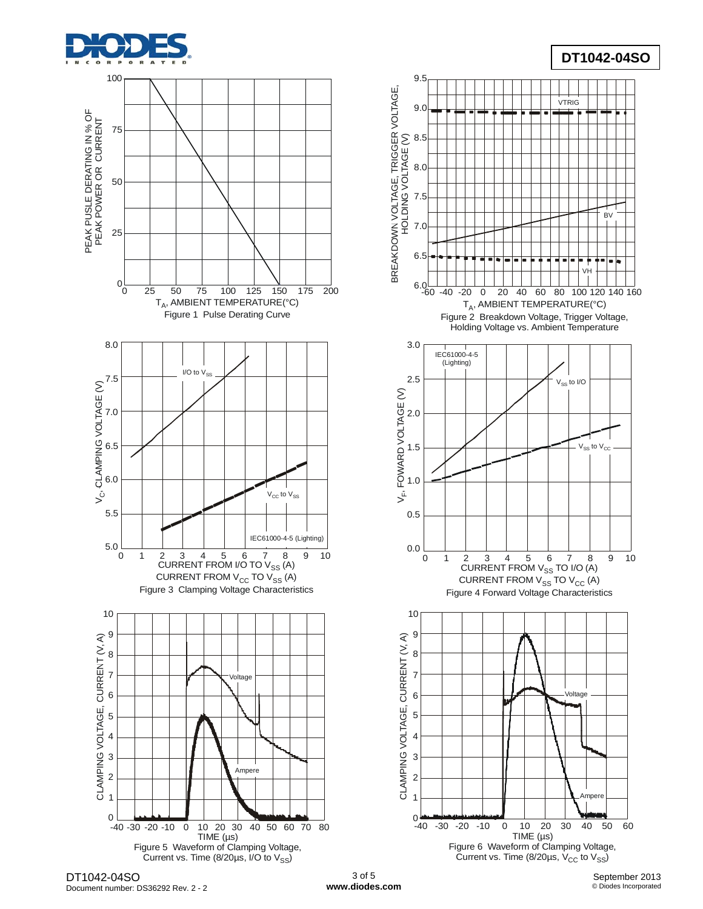Figure 1 Pulse Derating Curve

Figure 2 Breakdown Voltage, Trigger Voltage, Holding Voltage vs. Ambient Temperature

Figure 3 Clamping Voltage Characteristics

Figure 4 Forward Voltage Characteristics

Figure 5 Waveform of Clamping Voltage, Current vs. Time (8/20µs, I/O to $V_{SS}$)

Figure 6 Waveform of Clamping Voltage, Current vs. Time (8/20µs, $V_{CC}$ to $V_{SS}$)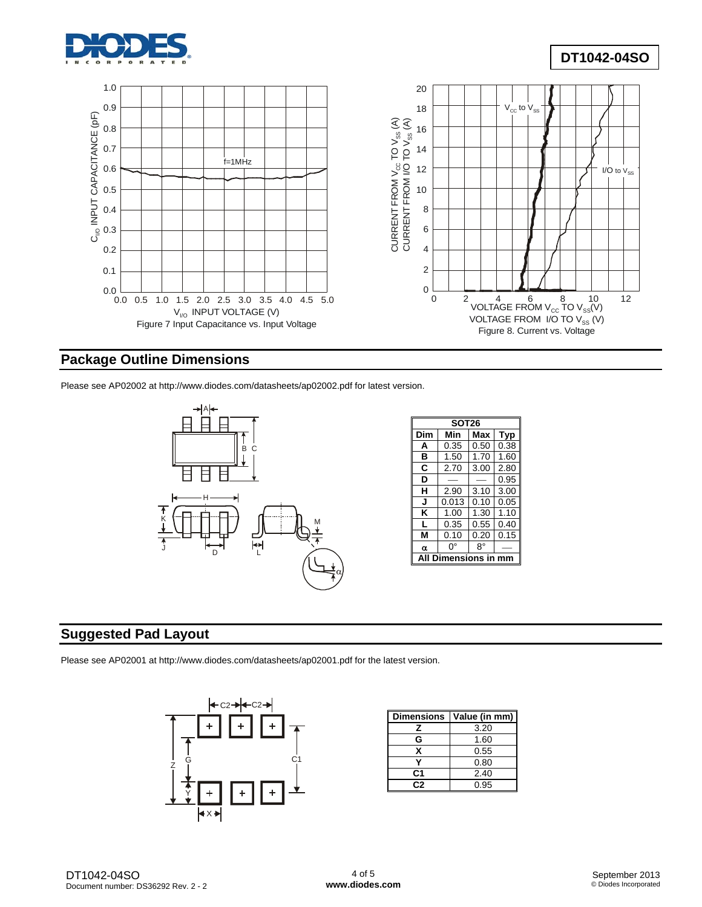Figure 7 Input Capacitance vs. Input Voltage

Figure 8. Current vs. Voltage

## Package Outline Dimensions

Please see AP02002 at http://www.diodes.com/datasheets/ap02002.pdf for latest version.

| SOT26 | | | |
|---|---|---|---|
| Dim | Min | Max | Typ |
| A | 0.35 | 0.50 | 0.38 |
| B | 1.50 | 1.70 | 1.60 |
| C | 2.70 | 3.00 | 2.80 |
| D | — | — | 0.95 |
| H | 2.90 | 3.10 | 3.00 |
| J | 0.013 | 0.10 | 0.05 |
| K | 1.00 | 1.30 | 1.10 |
| L | 0.35 | 0.55 | 0.40 |
| M | 0.10 | 0.20 | 0.15 |
| α | 0° | 8° | — |
| All Dimensions in mm | | | |

## Suggested Pad Layout

Please see AP02001 at http://www.diodes.com/datasheets/ap02001.pdf for the latest version.

| Dimensions | Value (in mm) |
|---|---|
| Z | 3.20 |
| G | 1.60 |
| X | 0.55 |
| Y | 0.80 |
| C1 | 2.40 |
| C2 | 0.95 |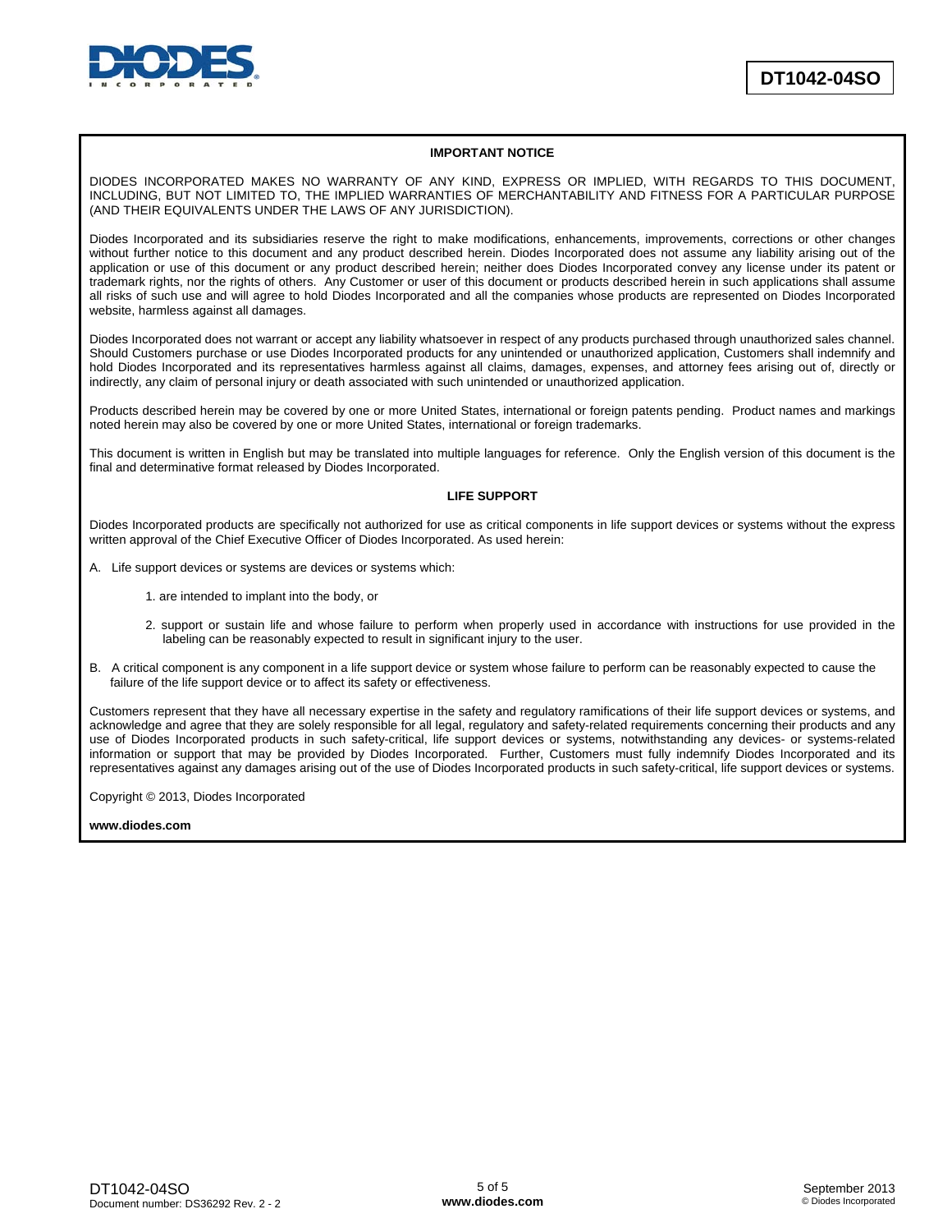## IMPORTANT NOTICE

DIODES INCORPORATED MAKES NO WARRANTY OF ANY KIND, EXPRESS OR IMPLIED, WITH REGARDS TO THIS DOCUMENT, INCLUDING, BUT NOT LIMITED TO, THE IMPLIED WARRANTIES OF MERCHANTABILITY AND FITNESS FOR A PARTICULAR PURPOSE (AND THEIR EQUIVALENTS UNDER THE LAWS OF ANY JURISDICTION).

Diodes Incorporated and its subsidiaries reserve the right to make modifications, enhancements, improvements, corrections or other changes without further notice to this document and any product described herein. Diodes Incorporated does not assume any liability arising out of the application or use of this document or any product described herein; neither does Diodes Incorporated convey any license under its patent or trademark rights, nor the rights of others. Any Customer or user of this document or products described herein in such applications shall assume all risks of such use and will agree to hold Diodes Incorporated and all the companies whose products are represented on Diodes Incorporated website, harmless against all damages.

Diodes Incorporated does not warrant or accept any liability whatsoever in respect of any products purchased through unauthorized sales channel. Should Customers purchase or use Diodes Incorporated products for any unintended or unauthorized application, Customers shall indemnify and hold Diodes Incorporated and its representatives harmless against all claims, damages, expenses, and attorney fees arising out of, directly or indirectly, any claim of personal injury or death associated with such unintended or unauthorized application.

Products described herein may be covered by one or more United States, international or foreign patents pending. Product names and markings noted herein may also be covered by one or more United States, international or foreign trademarks.

This document is written in English but may be translated into multiple languages for reference. Only the English version of this document is the final and determinative format released by Diodes Incorporated.

## LIFE SUPPORT

Diodes Incorporated products are specifically not authorized for use as critical components in life support devices or systems without the express written approval of the Chief Executive Officer of Diodes Incorporated. As used herein:

A. Life support devices or systems are devices or systems which:

1. are intended to implant into the body, or
2. support or sustain life and whose failure to perform when properly used in accordance with instructions for use provided in the labeling can be reasonably expected to result in significant injury to the user.

B. A critical component is any component in a life support device or system whose failure to perform can be reasonably expected to cause the failure of the life support device or to affect its safety or effectiveness.

Customers represent that they have all necessary expertise in the safety and regulatory ramifications of their life support devices or systems, and acknowledge and agree that they are solely responsible for all legal, regulatory and safety-related requirements concerning their products and any use of Diodes Incorporated products in such safety-critical, life support devices or systems, notwithstanding any devices- or systems-related information or support that may be provided by Diodes Incorporated. Further, Customers must fully indemnify Diodes Incorporated and its representatives against any damages arising out of the use of Diodes Incorporated products in such safety-critical, life support devices or systems.

Copyright © 2013, Diodes Incorporated

**www.diodes.com**